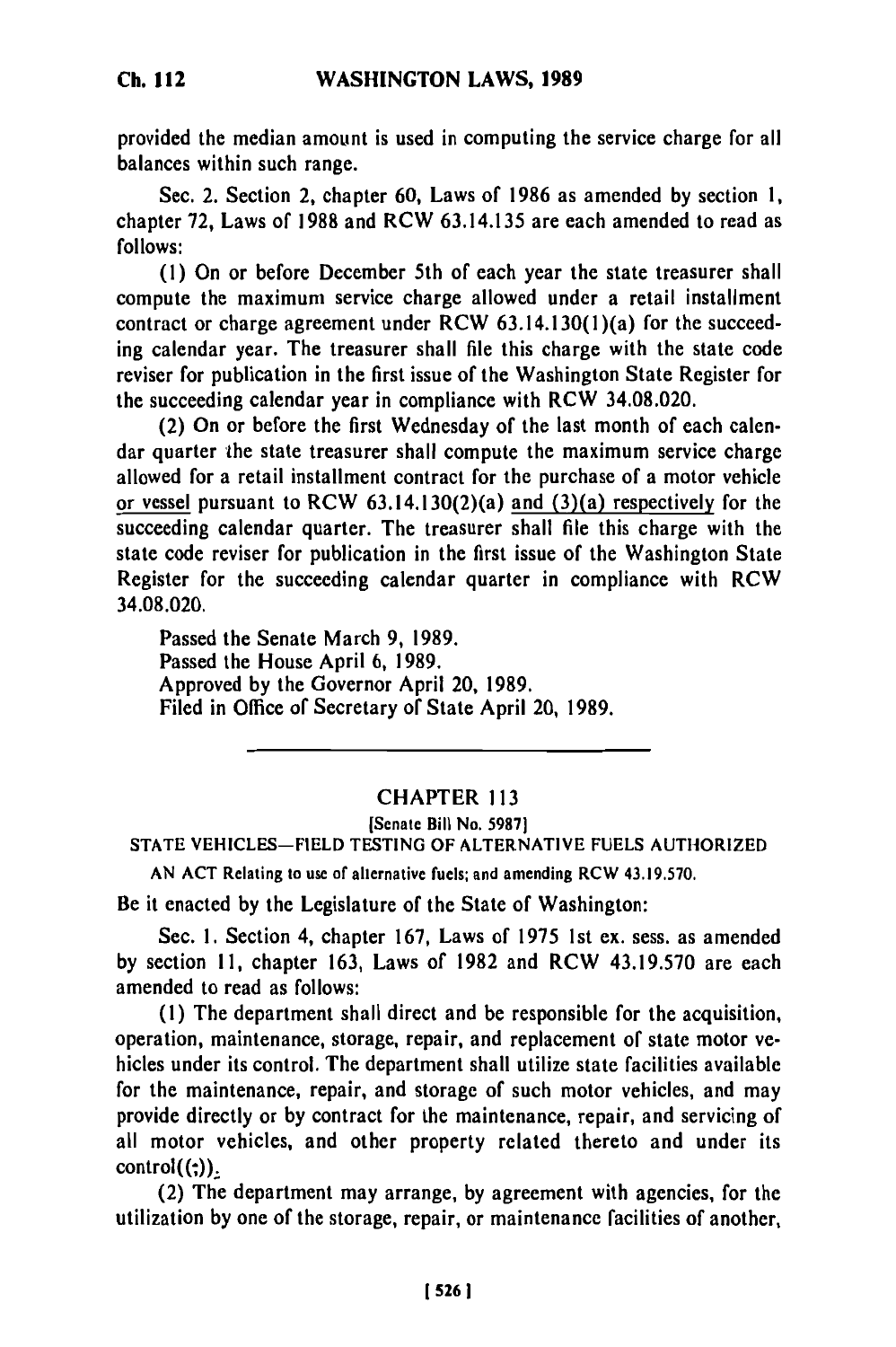provided the median amount is used in computing the service charge for all balances within such range.

Sec. 2. Section 2, chapter 60, Laws of 1986 as amended by section 1, chapter 72, Laws of 1988 and RCW 63.14.135 are each amended to read as follows:

(1) On or before December 5th of each year the state treasurer shall compute the maximum service charge allowed under a retail installment contract or charge agreement under RCW 63.14.130(1)(a) for the succeeding calendar year. The treasurer shall file this charge with the state code reviser for publication in the first issue of the Washington State Register for the succeeding calendar year in compliance with RCW 34.08.020.

(2) On or before the first Wednesday of the last month of each calendar quarter the state treasurer shall compute the maximum service charge allowed for a retail installment contract for the purchase of a motor vehicle or vessel pursuant to RCW 63.14.130(2)(a) and (3)(a) respectively for the succeeding calendar quarter. The treasurer shall file this charge with the state code reviser for publication in the first issue of the Washington State Register for the succeeding calendar quarter in compliance with RCW 34.08.020.

Passed the Senate March 9, 1989.
Passed the House April 6, 1989.
Approved by the Governor April 20, 1989.
Filed in Office of Secretary of State April 20, 1989.

---

## CHAPTER 113

[Senate Bill No. 5987]

### STATE VEHICLES—FIELD TESTING OF ALTERNATIVE FUELS AUTHORIZED

AN ACT Relating to use of alternative fuels; and amending RCW 43.19.570.

Be it enacted by the Legislature of the State of Washington:

Sec. 1. Section 4, chapter 167, Laws of 1975 1st ex. sess. as amended by section 11, chapter 163, Laws of 1982 and RCW 43.19.570 are each amended to read as follows:

(1) The department shall direct and be responsible for the acquisition, operation, maintenance, storage, repair, and replacement of state motor vehicles under its control. The department shall utilize state facilities available for the maintenance, repair, and storage of such motor vehicles, and may provide directly or by contract for the maintenance, repair, and servicing of all motor vehicles, and other property related thereto and under its control((;)).

(2) The department may arrange, by agreement with agencies, for the utilization by one of the storage, repair, or maintenance facilities of another,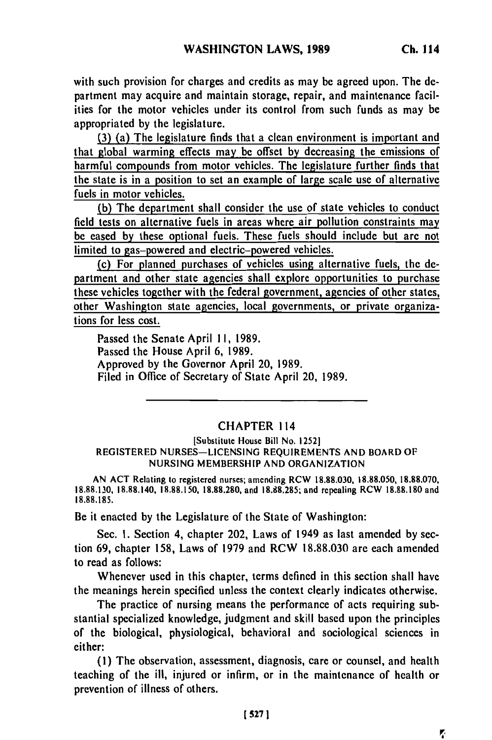with such provision for charges and credits as may be agreed upon. The department may acquire and maintain storage, repair, and maintenance facilities for the motor vehicles under its control from such funds as may be appropriated by the legislature.

(3) (a) The legislature finds that a clean environment is important and that global warming effects may be offset by decreasing the emissions of harmful compounds from motor vehicles. The legislature further finds that the state is in a position to set an example of large scale use of alternative fuels in motor vehicles.

(b) The department shall consider the use of state vehicles to conduct field tests on alternative fuels in areas where air pollution constraints may be eased by these optional fuels. These fuels should include but are not limited to gas-powered and electric-powered vehicles.

(c) For planned purchases of vehicles using alternative fuels, the department and other state agencies shall explore opportunities to purchase these vehicles together with the federal government, agencies of other states, other Washington state agencies, local governments, or private organizations for less cost.

Passed the Senate April 11, 1989.
Passed the House April 6, 1989.
Approved by the Governor April 20, 1989.
Filed in Office of Secretary of State April 20, 1989.

---

## CHAPTER 114

[Substitute House Bill No. 1252]

REGISTERED NURSES—LICENSING REQUIREMENTS AND BOARD OF NURSING MEMBERSHIP AND ORGANIZATION

AN ACT Relating to registered nurses; amending RCW 18.88.030, 18.88.050, 18.88.070, 18.88.130, 18.88.140, 18.88.150, 18.88.280, and 18.88.285; and repealing RCW 18.88.180 and 18.88.185.

Be it enacted by the Legislature of the State of Washington:

Sec. 1. Section 4, chapter 202, Laws of 1949 as last amended by section 69, chapter 158, Laws of 1979 and RCW 18.88.030 are each amended to read as follows:

Whenever used in this chapter, terms defined in this section shall have the meanings herein specified unless the context clearly indicates otherwise.

The practice of nursing means the performance of acts requiring substantial specialized knowledge, judgment and skill based upon the principles of the biological, physiological, behavioral and sociological sciences in either:

(1) The observation, assessment, diagnosis, care or counsel, and health teaching of the ill, injured or infirm, or in the maintenance of health or prevention of illness of others.